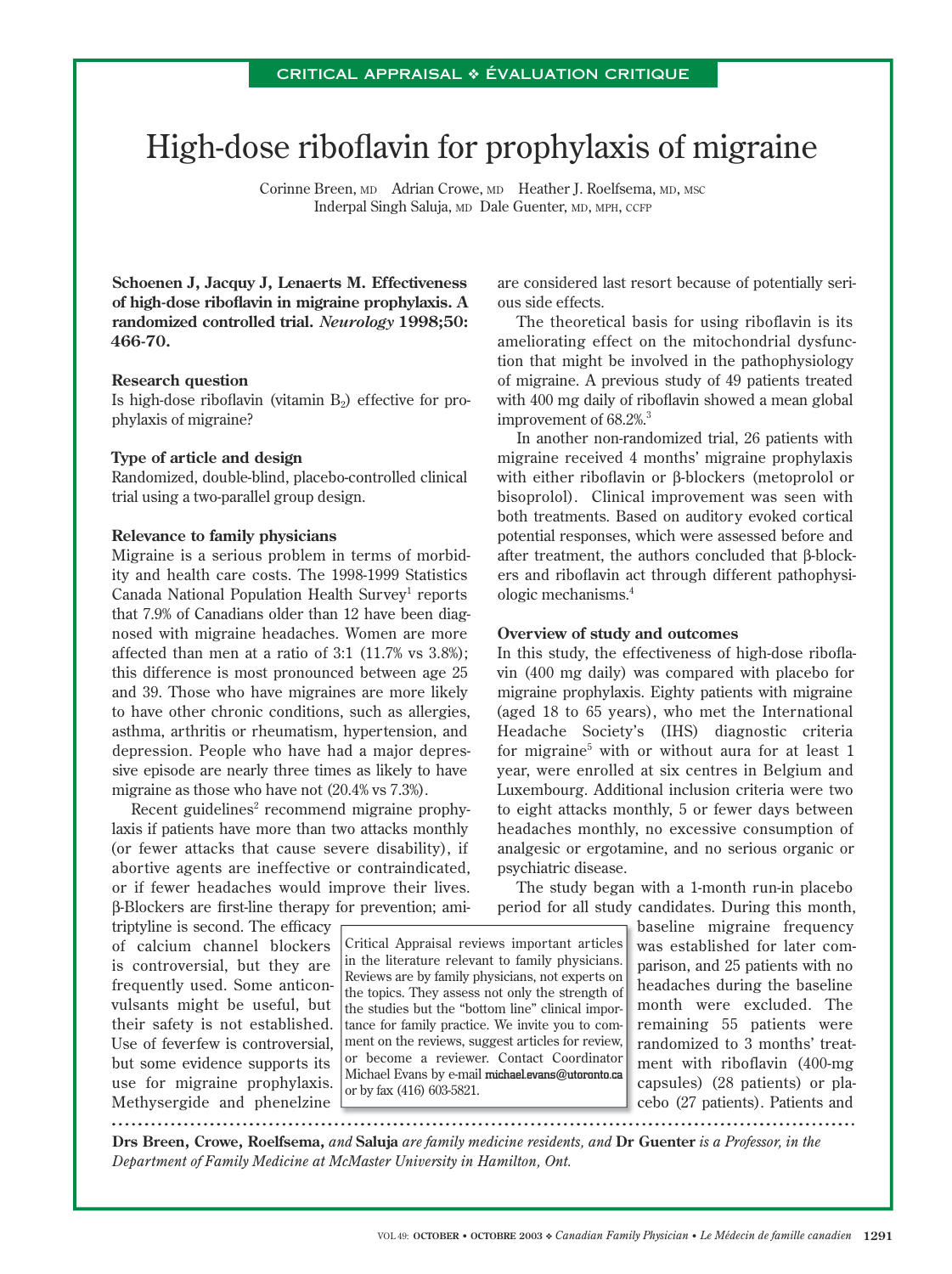CRITICAL APPRAISAL ❖ ÉVALUATION CRITIQUE

# High-dose riboflavin for prophylaxis of migraine

Corinne Breen, MD Adrian Crowe, MD Heather J. Roelfsema, MD, MSC
Inderpal Singh Saluja, MD Dale Guenter, MD, MPH, CCFP

**Schoenen J, Jacquy J, Lenaerts M. Effectiveness of high-dose riboflavin in migraine prophylaxis. A randomized controlled trial. *Neurology* 1998;50: 466-70.**

### Research question

Is high-dose riboflavin (vitamin $B_2$) effective for prophylaxis of migraine?

### Type of article and design

Randomized, double-blind, placebo-controlled clinical trial using a two-parallel group design.

### Relevance to family physicians

Migraine is a serious problem in terms of morbidity and health care costs. The 1998-1999 Statistics Canada National Population Health Survey[1] reports that 7.9% of Canadians older than 12 have been diagnosed with migraine headaches. Women are more affected than men at a ratio of 3:1 (11.7% vs 3.8%); this difference is most pronounced between age 25 and 39. Those who have migraines are more likely to have other chronic conditions, such as allergies, asthma, arthritis or rheumatism, hypertension, and depression. People who have had a major depressive episode are nearly three times as likely to have migraine as those who have not (20.4% vs 7.3%).

Recent guidelines[2] recommend migraine prophylaxis if patients have more than two attacks monthly (or fewer attacks that cause severe disability), if abortive agents are ineffective or contraindicated, or if fewer headaches would improve their lives. β-Blockers are first-line therapy for prevention; amitriptyline is second. The efficacy of calcium channel blockers is controversial, but they are frequently used. Some anticonvulsants might be useful, but their safety is not established. Use of feverfew is controversial, but some evidence supports its use for migraine prophylaxis. Methysergide and phenelzine are considered last resort because of potentially serious side effects.

The theoretical basis for using riboflavin is its ameliorating effect on the mitochondrial dysfunction that might be involved in the pathophysiology of migraine. A previous study of 49 patients treated with 400 mg daily of riboflavin showed a mean global improvement of 68.2%.[3]

In another non-randomized trial, 26 patients with migraine received 4 months' migraine prophylaxis with either riboflavin or β-blockers (metoprolol or bisoprolol). Clinical improvement was seen with both treatments. Based on auditory evoked cortical potential responses, which were assessed before and after treatment, the authors concluded that β-blockers and riboflavin act through different pathophysiologic mechanisms.[4]

### Overview of study and outcomes

In this study, the effectiveness of high-dose riboflavin (400 mg daily) was compared with placebo for migraine prophylaxis. Eighty patients with migraine (aged 18 to 65 years), who met the International Headache Society's (IHS) diagnostic criteria for migraine[5] with or without aura for at least 1 year, were enrolled at six centres in Belgium and Luxembourg. Additional inclusion criteria were two to eight attacks monthly, 5 or fewer days between headaches monthly, no excessive consumption of analgesic or ergotamine, and no serious organic or psychiatric disease.

The study began with a 1-month run-in placebo period for all study candidates. During this month, baseline migraine frequency was established for later comparison, and 25 patients with no headaches during the baseline month were excluded. The remaining 55 patients were randomized to 3 months' treatment with riboflavin (400-mg capsules) (28 patients) or placebo (27 patients). Patients and

> Critical Appraisal reviews important articles in the literature relevant to family physicians. Reviews are by family physicians, not experts on the topics. They assess not only the strength of the studies but the "bottom line" clinical importance for family practice. We invite you to comment on the reviews, suggest articles for review, or become a reviewer. Contact Coordinator Michael Evans by e-mail michael.evans@utoronto.ca or by fax (416) 603-5821.

**Drs Breen, Crowe, Roelfsema,** *and* **Saluja** *are family medicine residents, and* **Dr Guenter** *is a Professor, in the Department of Family Medicine at McMaster University in Hamilton, Ont.*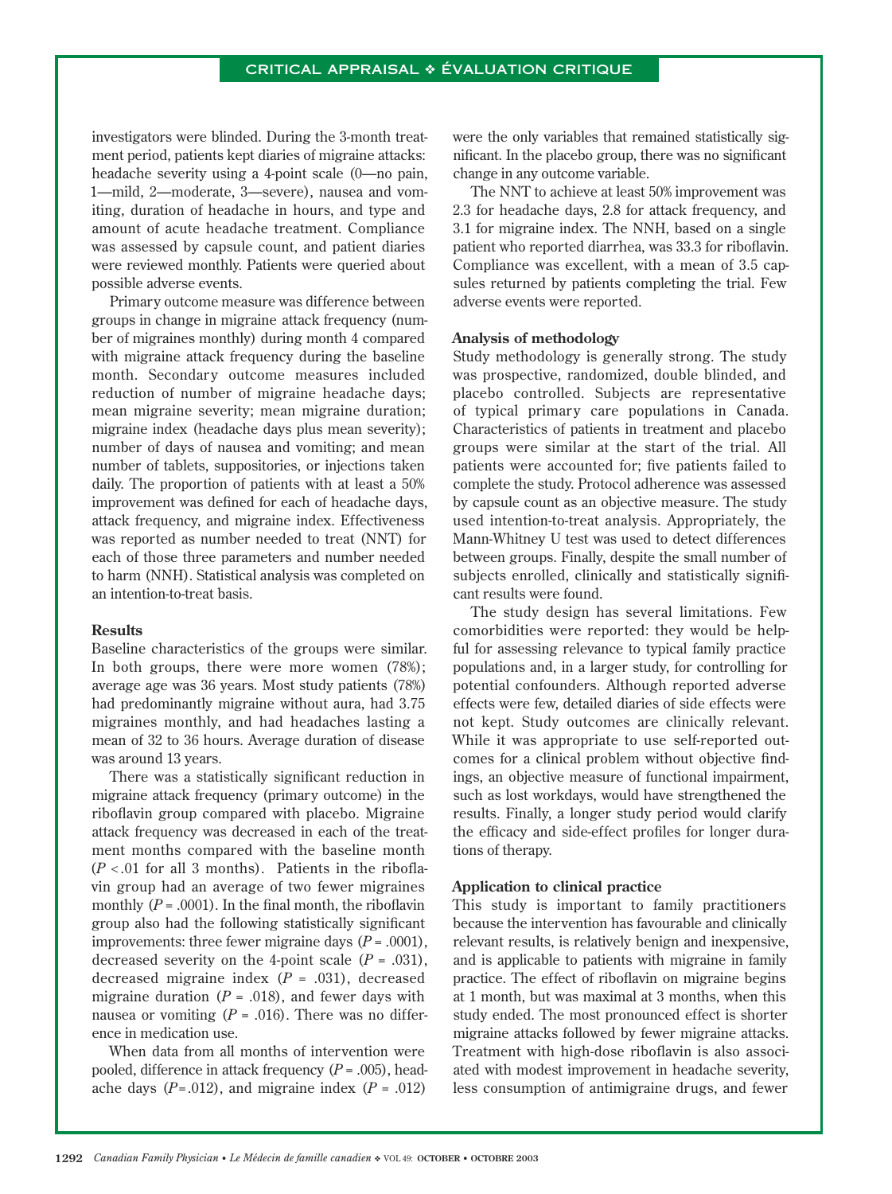investigators were blinded. During the 3-month treatment period, patients kept diaries of migraine attacks: headache severity using a 4-point scale (0—no pain, 1—mild, 2—moderate, 3—severe), nausea and vomiting, duration of headache in hours, and type and amount of acute headache treatment. Compliance was assessed by capsule count, and patient diaries were reviewed monthly. Patients were queried about possible adverse events.

Primary outcome measure was difference between groups in change in migraine attack frequency (number of migraines monthly) during month 4 compared with migraine attack frequency during the baseline month. Secondary outcome measures included reduction of number of migraine headache days; mean migraine severity; mean migraine duration; migraine index (headache days plus mean severity); number of days of nausea and vomiting; and mean number of tablets, suppositories, or injections taken daily. The proportion of patients with at least a 50% improvement was defined for each of headache days, attack frequency, and migraine index. Effectiveness was reported as number needed to treat (NNT) for each of those three parameters and number needed to harm (NNH). Statistical analysis was completed on an intention-to-treat basis.

**Results**

Baseline characteristics of the groups were similar. In both groups, there were more women (78%); average age was 36 years. Most study patients (78%) had predominantly migraine without aura, had 3.75 migraines monthly, and had headaches lasting a mean of 32 to 36 hours. Average duration of disease was around 13 years.

There was a statistically significant reduction in migraine attack frequency (primary outcome) in the riboflavin group compared with placebo. Migraine attack frequency was decreased in each of the treatment months compared with the baseline month ($P < .01$ for all 3 months). Patients in the riboflavin group had an average of two fewer migraines monthly ($P = .0001$). In the final month, the riboflavin group also had the following statistically significant improvements: three fewer migraine days ($P = .0001$), decreased severity on the 4-point scale ($P = .031$), decreased migraine index ($P = .031$), decreased migraine duration ($P = .018$), and fewer days with nausea or vomiting ($P = .016$). There was no difference in medication use.

When data from all months of intervention were pooled, difference in attack frequency ($P = .005$), headache days ($P = .012$), and migraine index ($P = .012$) were the only variables that remained statistically significant. In the placebo group, there was no significant change in any outcome variable.

The NNT to achieve at least 50% improvement was 2.3 for headache days, 2.8 for attack frequency, and 3.1 for migraine index. The NNH, based on a single patient who reported diarrhea, was 33.3 for riboflavin. Compliance was excellent, with a mean of 3.5 capsules returned by patients completing the trial. Few adverse events were reported.

**Analysis of methodology**

Study methodology is generally strong. The study was prospective, randomized, double blinded, and placebo controlled. Subjects are representative of typical primary care populations in Canada. Characteristics of patients in treatment and placebo groups were similar at the start of the trial. All patients were accounted for; five patients failed to complete the study. Protocol adherence was assessed by capsule count as an objective measure. The study used intention-to-treat analysis. Appropriately, the Mann-Whitney U test was used to detect differences between groups. Finally, despite the small number of subjects enrolled, clinically and statistically significant results were found.

The study design has several limitations. Few comorbidities were reported: they would be helpful for assessing relevance to typical family practice populations and, in a larger study, for controlling for potential confounders. Although reported adverse effects were few, detailed diaries of side effects were not kept. Study outcomes are clinically relevant. While it was appropriate to use self-reported outcomes for a clinical problem without objective findings, an objective measure of functional impairment, such as lost workdays, would have strengthened the results. Finally, a longer study period would clarify the efficacy and side-effect profiles for longer durations of therapy.

**Application to clinical practice**

This study is important to family practitioners because the intervention has favourable and clinically relevant results, is relatively benign and inexpensive, and is applicable to patients with migraine in family practice. The effect of riboflavin on migraine begins at 1 month, but was maximal at 3 months, when this study ended. The most pronounced effect is shorter migraine attacks followed by fewer migraine attacks. Treatment with high-dose riboflavin is also associated with modest improvement in headache severity, less consumption of antimigraine drugs, and fewer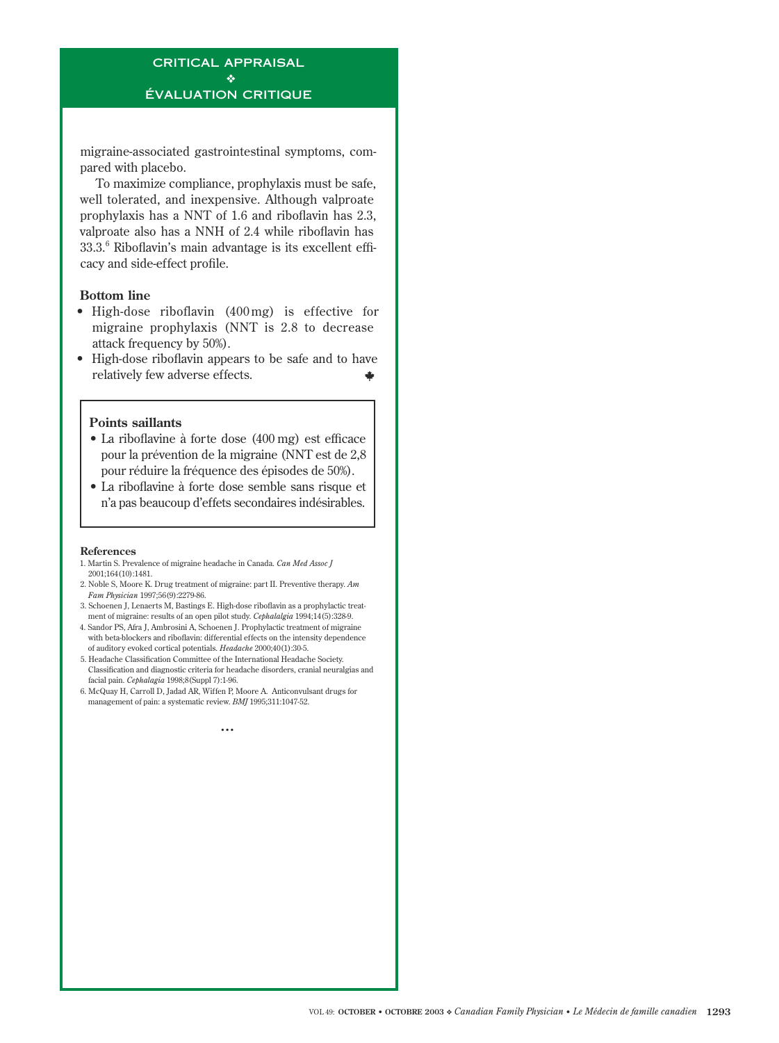migraine-associated gastrointestinal symptoms, compared with placebo.

To maximize compliance, prophylaxis must be safe, well tolerated, and inexpensive. Although valproate prophylaxis has a NNT of 1.6 and riboflavin has 2.3, valproate also has a NNH of 2.4 while riboflavin has 33.3.[6] Riboflavin's main advantage is its excellent efficacy and side-effect profile.

### Bottom line

- High-dose riboflavin (400 mg) is effective for migraine prophylaxis (NNT is 2.8 to decrease attack frequency by 50%).
- High-dose riboflavin appears to be safe and to have relatively few adverse effects.

### Points saillants

- La riboflavine à forte dose (400 mg) est efficace pour la prévention de la migraine (NNT est de 2,8 pour réduire la fréquence des épisodes de 50%).
- La riboflavine à forte dose semble sans risque et n'a pas beaucoup d'effets secondaires indésirables.

### References

1. Martin S. Prevalence of migraine headache in Canada. *Can Med Assoc J* 2001;164(10):1481.
2. Noble S, Moore K. Drug treatment of migraine: part II. Preventive therapy. *Am Fam Physician* 1997;56(9):2279-86.
3. Schoenen J, Lenaerts M, Bastings E. High-dose riboflavin as a prophylactic treatment of migraine: results of an open pilot study. *Cephalalgia* 1994;14(5):328-9.
4. Sandor PS, Afra J, Ambrosini A, Schoenen J. Prophylactic treatment of migraine with beta-blockers and riboflavin: differential effects on the intensity dependence of auditory evoked cortical potentials. *Headache* 2000;40(1):30-5.
5. Headache Classification Committee of the International Headache Society. Classification and diagnostic criteria for headache disorders, cranial neuralgias and facial pain. *Cephalagia* 1998;8(Suppl 7):1-96.
6. McQuay H, Carroll D, Jadad AR, Wiffen P, Moore A. Anticonvulsant drugs for management of pain: a systematic review. *BMJ* 1995;311:1047-52.

...